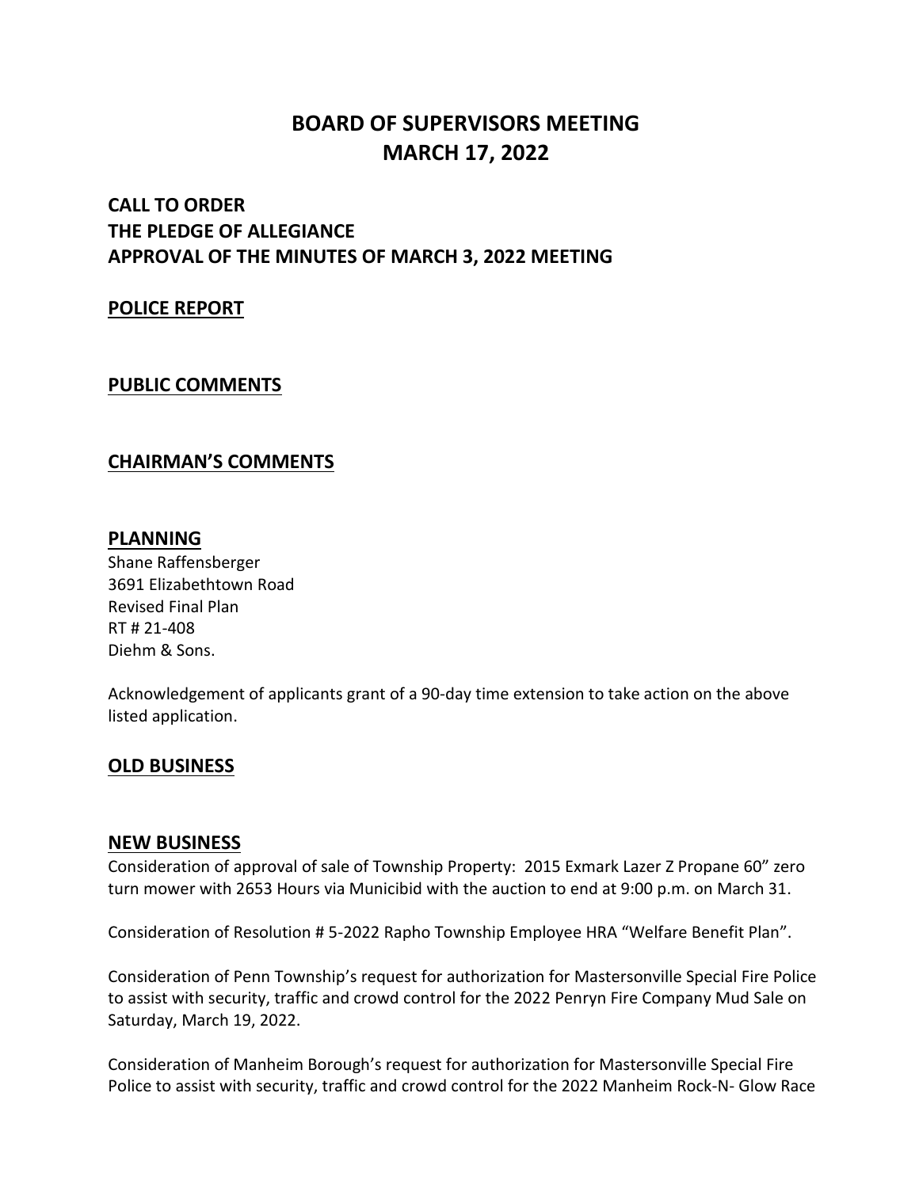# BOARD OF SUPERVISORS MEETING
# MARCH 17, 2022

## CALL TO ORDER
## THE PLEDGE OF ALLEGIANCE
## APPROVAL OF THE MINUTES OF MARCH 3, 2022 MEETING

## POLICE REPORT

## PUBLIC COMMENTS

## CHAIRMAN'S COMMENTS

## PLANNING

Shane Raffensberger
3691 Elizabethtown Road
Revised Final Plan
RT # 21-408
Diehm & Sons.

Acknowledgement of applicants grant of a 90-day time extension to take action on the above listed application.

## OLD BUSINESS

## NEW BUSINESS

Consideration of approval of sale of Township Property: 2015 Exmark Lazer Z Propane 60" zero turn mower with 2653 Hours via Municibid with the auction to end at 9:00 p.m. on March 31.

Consideration of Resolution # 5-2022 Rapho Township Employee HRA "Welfare Benefit Plan".

Consideration of Penn Township's request for authorization for Mastersonville Special Fire Police to assist with security, traffic and crowd control for the 2022 Penryn Fire Company Mud Sale on Saturday, March 19, 2022.

Consideration of Manheim Borough's request for authorization for Mastersonville Special Fire Police to assist with security, traffic and crowd control for the 2022 Manheim Rock-N- Glow Race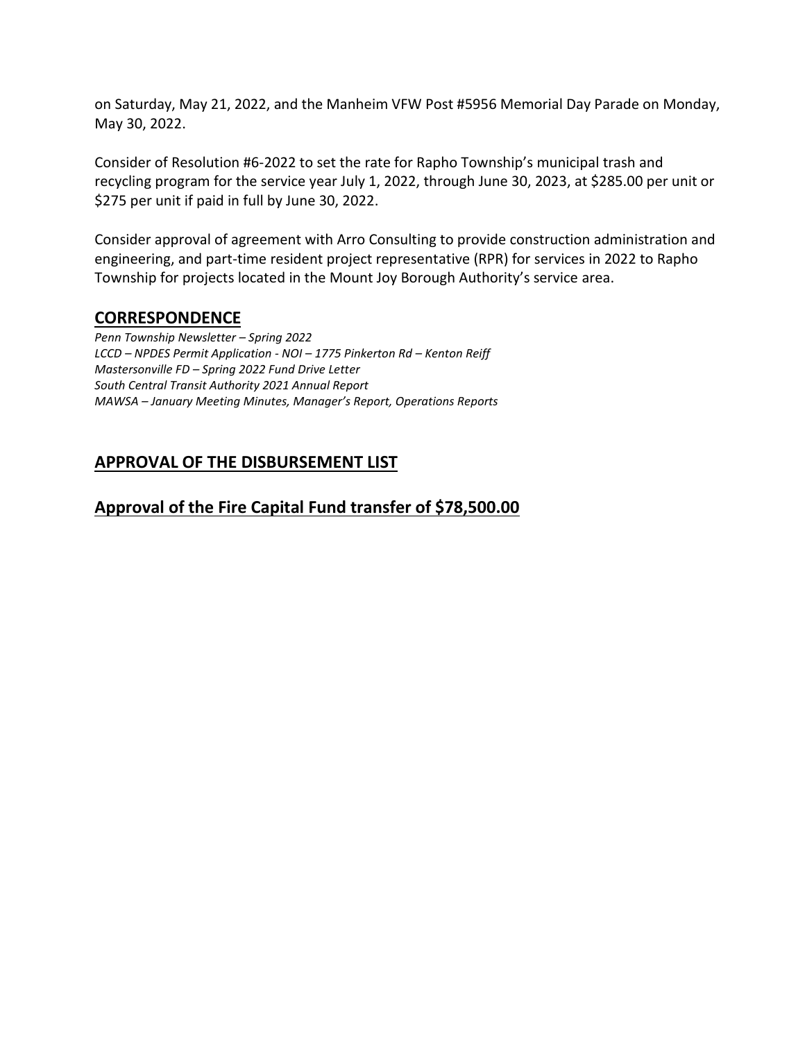on Saturday, May 21, 2022, and the Manheim VFW Post #5956 Memorial Day Parade on Monday, May 30, 2022.

Consider of Resolution #6-2022 to set the rate for Rapho Township's municipal trash and recycling program for the service year July 1, 2022, through June 30, 2023, at $285.00 per unit or $275 per unit if paid in full by June 30, 2022.

Consider approval of agreement with Arro Consulting to provide construction administration and engineering, and part-time resident project representative (RPR) for services in 2022 to Rapho Township for projects located in the Mount Joy Borough Authority's service area.

## CORRESPONDENCE

*Penn Township Newsletter – Spring 2022*
*LCCD – NPDES Permit Application - NOI – 1775 Pinkerton Rd – Kenton Reiff*
*Mastersonville FD – Spring 2022 Fund Drive Letter*
*South Central Transit Authority 2021 Annual Report*
*MAWSA – January Meeting Minutes, Manager's Report, Operations Reports*

## APPROVAL OF THE DISBURSEMENT LIST

## Approval of the Fire Capital Fund transfer of $78,500.00